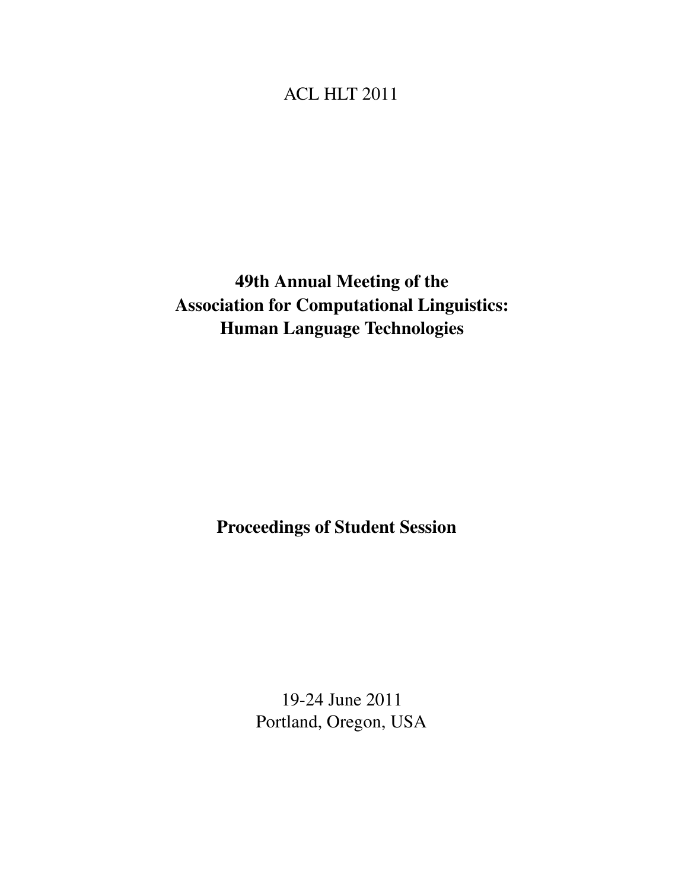ACL HLT 2011

# 49th Annual Meeting of the Association for Computational Linguistics: Human Language Technologies

## Proceedings of Student Session

19-24 June 2011
Portland, Oregon, USA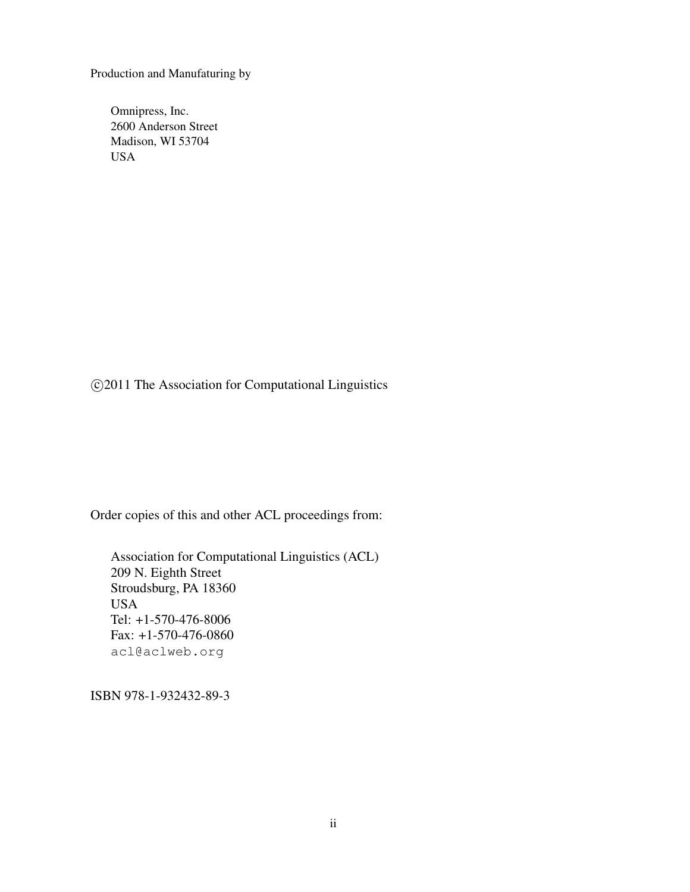Production and Manufaturing by

Omnipress, Inc.
2600 Anderson Street
Madison, WI 53704
USA

©2011 The Association for Computational Linguistics

Order copies of this and other ACL proceedings from:

Association for Computational Linguistics (ACL)
209 N. Eighth Street
Stroudsburg, PA 18360
USA
Tel: +1-570-476-8006
Fax: +1-570-476-0860
acl@aclweb.org

ISBN 978-1-932432-89-3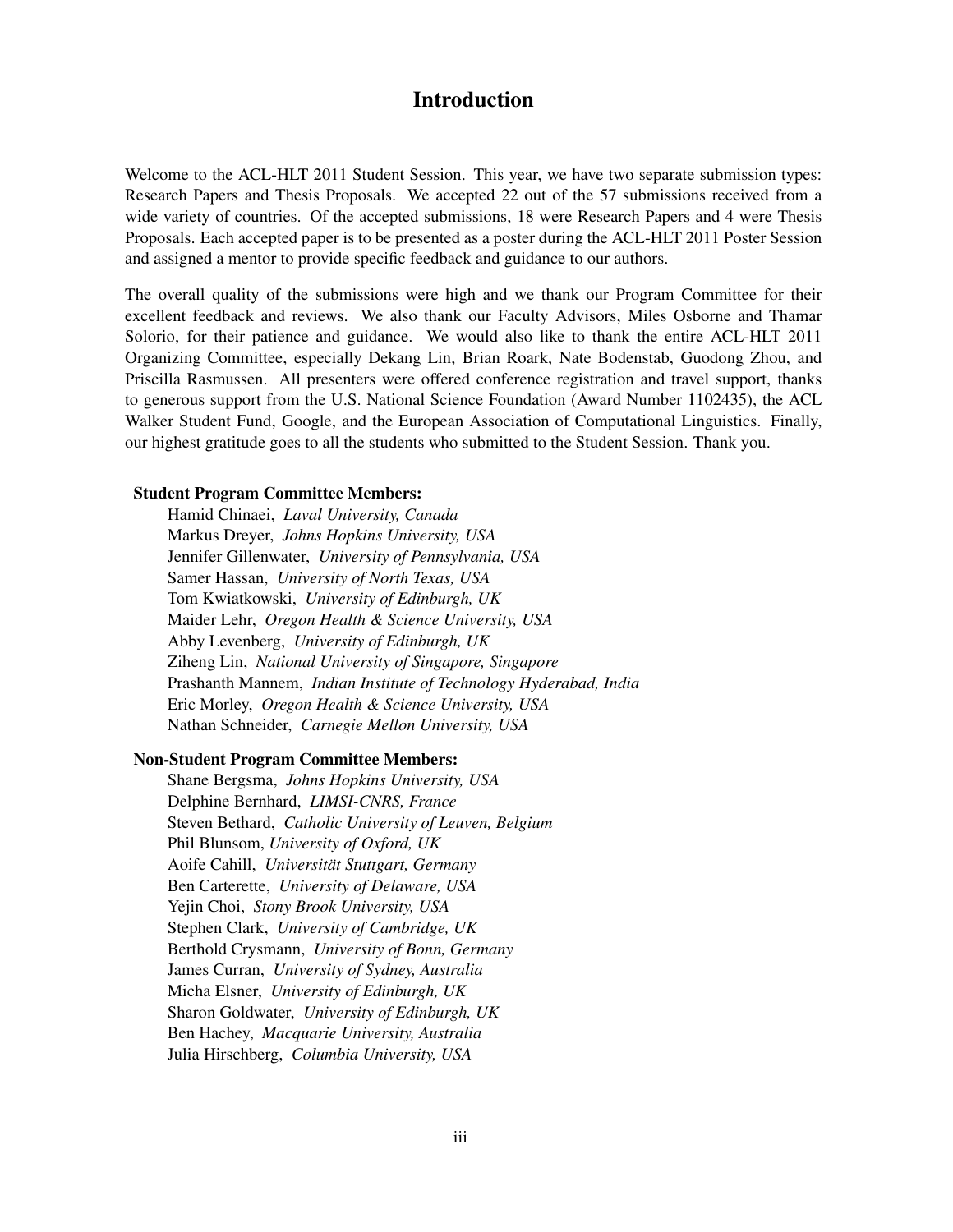# Introduction

Welcome to the ACL-HLT 2011 Student Session. This year, we have two separate submission types: Research Papers and Thesis Proposals. We accepted 22 out of the 57 submissions received from a wide variety of countries. Of the accepted submissions, 18 were Research Papers and 4 were Thesis Proposals. Each accepted paper is to be presented as a poster during the ACL-HLT 2011 Poster Session and assigned a mentor to provide specific feedback and guidance to our authors.

The overall quality of the submissions were high and we thank our Program Committee for their excellent feedback and reviews. We also thank our Faculty Advisors, Miles Osborne and Thamar Solorio, for their patience and guidance. We would also like to thank the entire ACL-HLT 2011 Organizing Committee, especially Dekang Lin, Brian Roark, Nate Bodenstab, Guodong Zhou, and Priscilla Rasmussen. All presenters were offered conference registration and travel support, thanks to generous support from the U.S. National Science Foundation (Award Number 1102435), the ACL Walker Student Fund, Google, and the European Association of Computational Linguistics. Finally, our highest gratitude goes to all the students who submitted to the Student Session. Thank you.

**Student Program Committee Members:**

Hamid Chinaei, *Laval University, Canada*
Markus Dreyer, *Johns Hopkins University, USA*
Jennifer Gillenwater, *University of Pennsylvania, USA*
Samer Hassan, *University of North Texas, USA*
Tom Kwiatkowski, *University of Edinburgh, UK*
Maider Lehr, *Oregon Health & Science University, USA*
Abby Levenberg, *University of Edinburgh, UK*
Ziheng Lin, *National University of Singapore, Singapore*
Prashanth Mannem, *Indian Institute of Technology Hyderabad, India*
Eric Morley, *Oregon Health & Science University, USA*
Nathan Schneider, *Carnegie Mellon University, USA*

**Non-Student Program Committee Members:**

Shane Bergsma, *Johns Hopkins University, USA*
Delphine Bernhard, *LIMSI-CNRS, France*
Steven Bethard, *Catholic University of Leuven, Belgium*
Phil Blunsom, *University of Oxford, UK*
Aoife Cahill, *Universität Stuttgart, Germany*
Ben Carterette, *University of Delaware, USA*
Yejin Choi, *Stony Brook University, USA*
Stephen Clark, *University of Cambridge, UK*
Berthold Crysmann, *University of Bonn, Germany*
James Curran, *University of Sydney, Australia*
Micha Elsner, *University of Edinburgh, UK*
Sharon Goldwater, *University of Edinburgh, UK*
Ben Hachey, *Macquarie University, Australia*
Julia Hirschberg, *Columbia University, USA*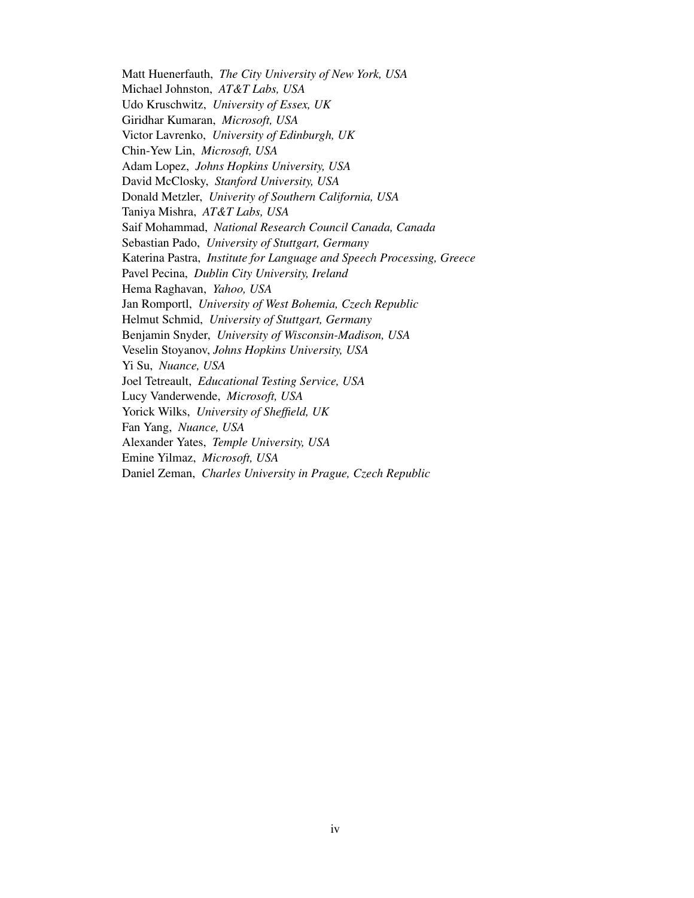Matt Huenerfauth, *The City University of New York, USA*  
Michael Johnston, *AT&T Labs, USA*  
Udo Kruschwitz, *University of Essex, UK*  
Giridhar Kumaran, *Microsoft, USA*  
Victor Lavrenko, *University of Edinburgh, UK*  
Chin-Yew Lin, *Microsoft, USA*  
Adam Lopez, *Johns Hopkins University, USA*  
David McClosky, *Stanford University, USA*  
Donald Metzler, *Univerity of Southern California, USA*  
Taniya Mishra, *AT&T Labs, USA*  
Saif Mohammad, *National Research Council Canada, Canada*  
Sebastian Pado, *University of Stuttgart, Germany*  
Katerina Pastra, *Institute for Language and Speech Processing, Greece*  
Pavel Pecina, *Dublin City University, Ireland*  
Hema Raghavan, *Yahoo, USA*  
Jan Romportl, *University of West Bohemia, Czech Republic*  
Helmut Schmid, *University of Stuttgart, Germany*  
Benjamin Snyder, *University of Wisconsin-Madison, USA*  
Veselin Stoyanov, *Johns Hopkins University, USA*  
Yi Su, *Nuance, USA*  
Joel Tetreault, *Educational Testing Service, USA*  
Lucy Vanderwende, *Microsoft, USA*  
Yorick Wilks, *University of Sheffield, UK*  
Fan Yang, *Nuance, USA*  
Alexander Yates, *Temple University, USA*  
Emine Yilmaz, *Microsoft, USA*  
Daniel Zeman, *Charles University in Prague, Czech Republic*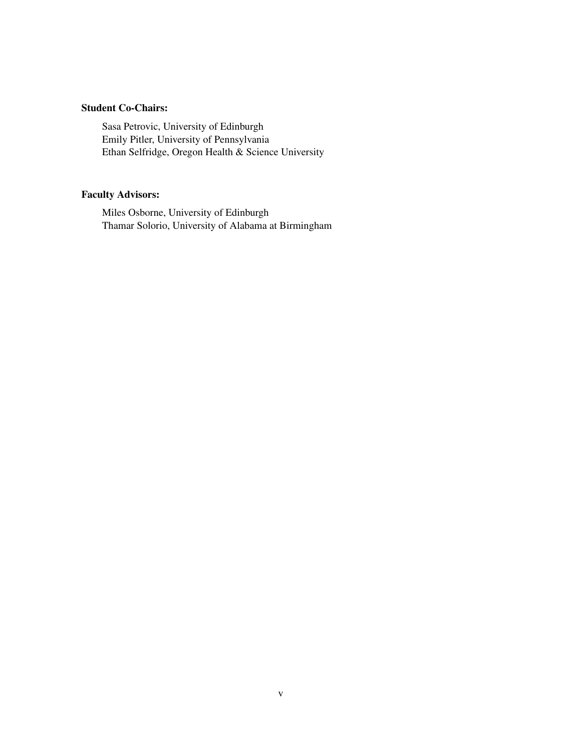**Student Co-Chairs:**

Sasa Petrovic, University of Edinburgh
Emily Pitler, University of Pennsylvania
Ethan Selfridge, Oregon Health & Science University

**Faculty Advisors:**

Miles Osborne, University of Edinburgh
Thamar Solorio, University of Alabama at Birmingham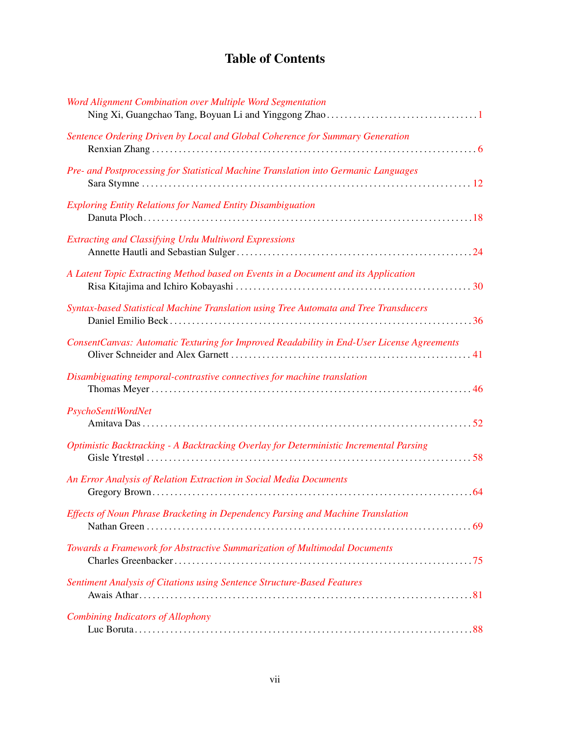# Table of Contents

*Word Alignment Combination over Multiple Word Segmentation*
Ning Xi, Guangchao Tang, Boyuan Li and Yinggong Zhao . . . . . 1

*Sentence Ordering Driven by Local and Global Coherence for Summary Generation*
Renxian Zhang . . . . . 6

*Pre- and Postprocessing for Statistical Machine Translation into Germanic Languages*
Sara Stymne . . . . . 12

*Exploring Entity Relations for Named Entity Disambiguation*
Danuta Ploch . . . . . 18

*Extracting and Classifying Urdu Multiword Expressions*
Annette Hautli and Sebastian Sulger . . . . . 24

*A Latent Topic Extracting Method based on Events in a Document and its Application*
Risa Kitajima and Ichiro Kobayashi . . . . . 30

*Syntax-based Statistical Machine Translation using Tree Automata and Tree Transducers*
Daniel Emilio Beck . . . . . 36

*ConsentCanvas: Automatic Texturing for Improved Readability in End-User License Agreements*
Oliver Schneider and Alex Garnett . . . . . 41

*Disambiguating temporal-contrastive connectives for machine translation*
Thomas Meyer . . . . . 46

*PsychoSentiWordNet*
Amitava Das . . . . . 52

*Optimistic Backtracking - A Backtracking Overlay for Deterministic Incremental Parsing*
Gisle Ytrestøl . . . . . 58

*An Error Analysis of Relation Extraction in Social Media Documents*
Gregory Brown . . . . . 64

*Effects of Noun Phrase Bracketing in Dependency Parsing and Machine Translation*
Nathan Green . . . . . 69

*Towards a Framework for Abstractive Summarization of Multimodal Documents*
Charles Greenbacker . . . . . 75

*Sentiment Analysis of Citations using Sentence Structure-Based Features*
Awais Athar . . . . . 81

*Combining Indicators of Allophony*
Luc Boruta . . . . . 88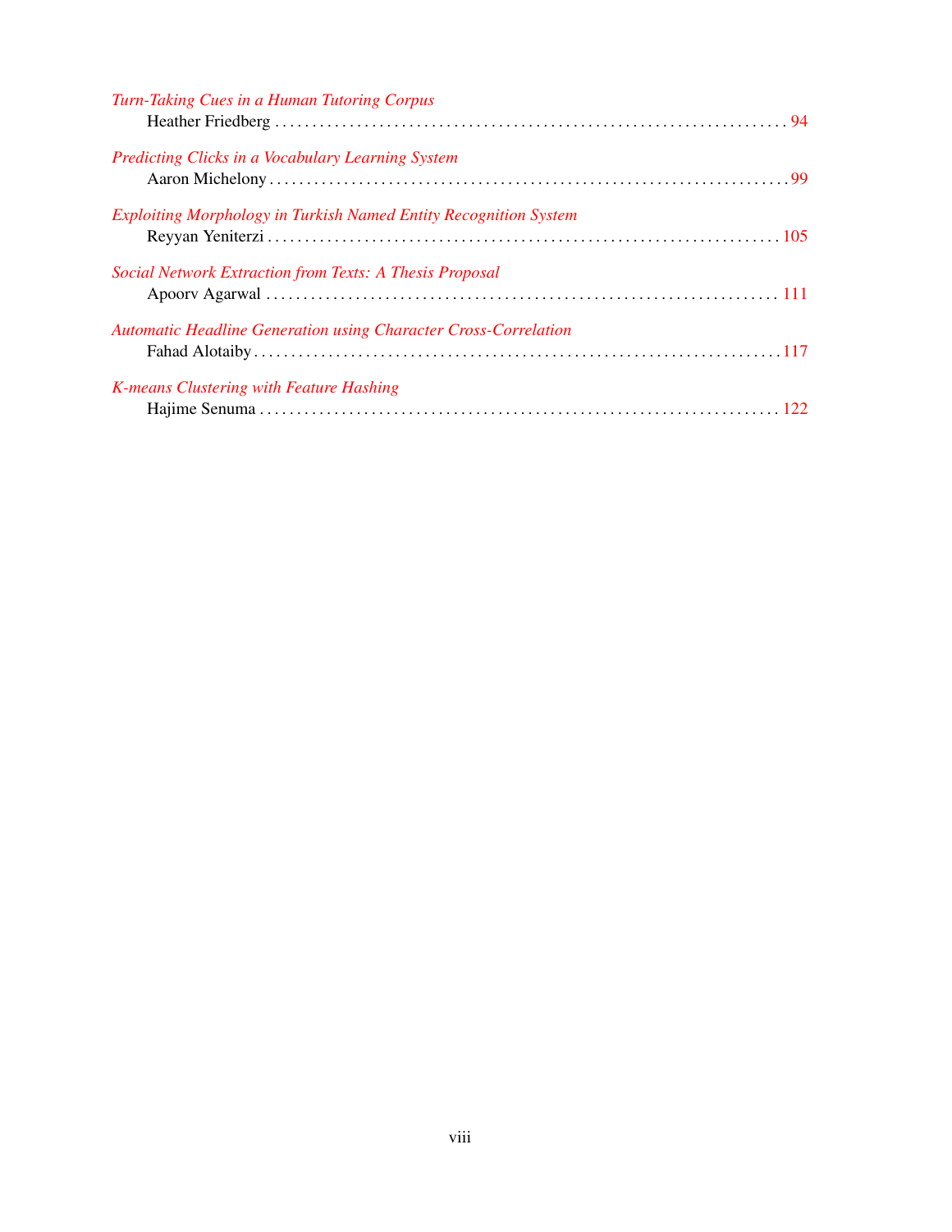*Turn-Taking Cues in a Human Tutoring Corpus*
Heather Friedberg . . . . . . . . . . . . . . . . . . . . . . . . . . . . . . . . . . . . . . . . . . . . . . . . . . . . . . . . . . . . . . . . . 94

*Predicting Clicks in a Vocabulary Learning System*
Aaron Michelony . . . . . . . . . . . . . . . . . . . . . . . . . . . . . . . . . . . . . . . . . . . . . . . . . . . . . . . . . . . . . . . . . 99

*Exploiting Morphology in Turkish Named Entity Recognition System*
Reyyan Yeniterzi . . . . . . . . . . . . . . . . . . . . . . . . . . . . . . . . . . . . . . . . . . . . . . . . . . . . . . . . . . . . . . . . 105

*Social Network Extraction from Texts: A Thesis Proposal*
Apoorv Agarwal . . . . . . . . . . . . . . . . . . . . . . . . . . . . . . . . . . . . . . . . . . . . . . . . . . . . . . . . . . . . . . . . . 111

*Automatic Headline Generation using Character Cross-Correlation*
Fahad Alotaiby . . . . . . . . . . . . . . . . . . . . . . . . . . . . . . . . . . . . . . . . . . . . . . . . . . . . . . . . . . . . . . . . . . 117

*K-means Clustering with Feature Hashing*
Hajime Senuma . . . . . . . . . . . . . . . . . . . . . . . . . . . . . . . . . . . . . . . . . . . . . . . . . . . . . . . . . . . . . . . . . 122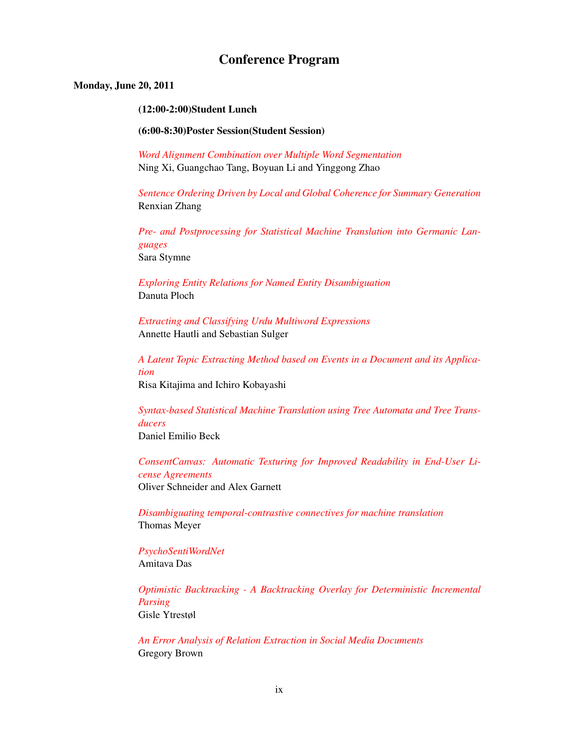# Conference Program

**Monday, June 20, 2011**

**(12:00-2:00)Student Lunch**

**(6:00-8:30)Poster Session(Student Session)**

*Word Alignment Combination over Multiple Word Segmentation*
Ning Xi, Guangchao Tang, Boyuan Li and Yinggong Zhao

*Sentence Ordering Driven by Local and Global Coherence for Summary Generation*
Renxian Zhang

*Pre- and Postprocessing for Statistical Machine Translation into Germanic Languages*
Sara Stymne

*Exploring Entity Relations for Named Entity Disambiguation*
Danuta Ploch

*Extracting and Classifying Urdu Multiword Expressions*
Annette Hautli and Sebastian Sulger

*A Latent Topic Extracting Method based on Events in a Document and its Application*
Risa Kitajima and Ichiro Kobayashi

*Syntax-based Statistical Machine Translation using Tree Automata and Tree Transducers*
Daniel Emilio Beck

*ConsentCanvas: Automatic Texturing for Improved Readability in End-User License Agreements*
Oliver Schneider and Alex Garnett

*Disambiguating temporal-contrastive connectives for machine translation*
Thomas Meyer

*PsychoSentiWordNet*
Amitava Das

*Optimistic Backtracking - A Backtracking Overlay for Deterministic Incremental Parsing*
Gisle Ytrestøl

*An Error Analysis of Relation Extraction in Social Media Documents*
Gregory Brown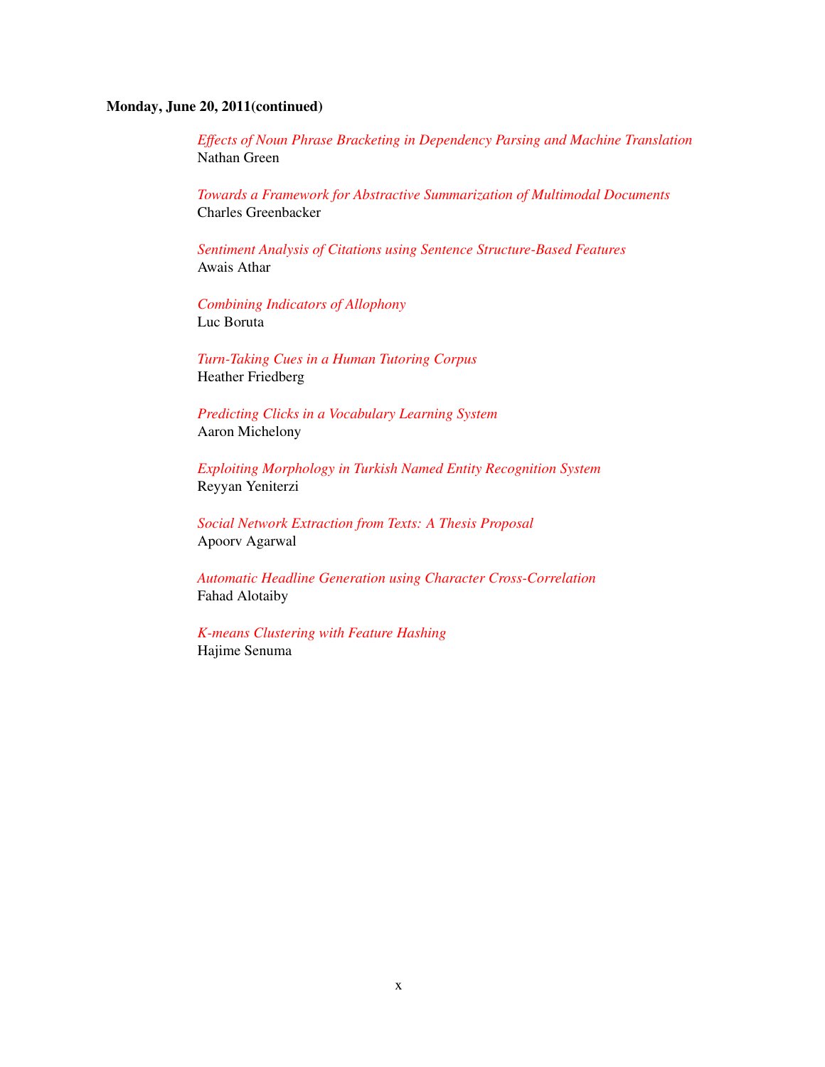**Monday, June 20, 2011(continued)**

*Effects of Noun Phrase Bracketing in Dependency Parsing and Machine Translation*
Nathan Green

*Towards a Framework for Abstractive Summarization of Multimodal Documents*
Charles Greenbacker

*Sentiment Analysis of Citations using Sentence Structure-Based Features*
Awais Athar

*Combining Indicators of Allophony*
Luc Boruta

*Turn-Taking Cues in a Human Tutoring Corpus*
Heather Friedberg

*Predicting Clicks in a Vocabulary Learning System*
Aaron Michelony

*Exploiting Morphology in Turkish Named Entity Recognition System*
Reyyan Yeniterzi

*Social Network Extraction from Texts: A Thesis Proposal*
Apoorv Agarwal

*Automatic Headline Generation using Character Cross-Correlation*
Fahad Alotaiby

*K-means Clustering with Feature Hashing*
Hajime Senuma